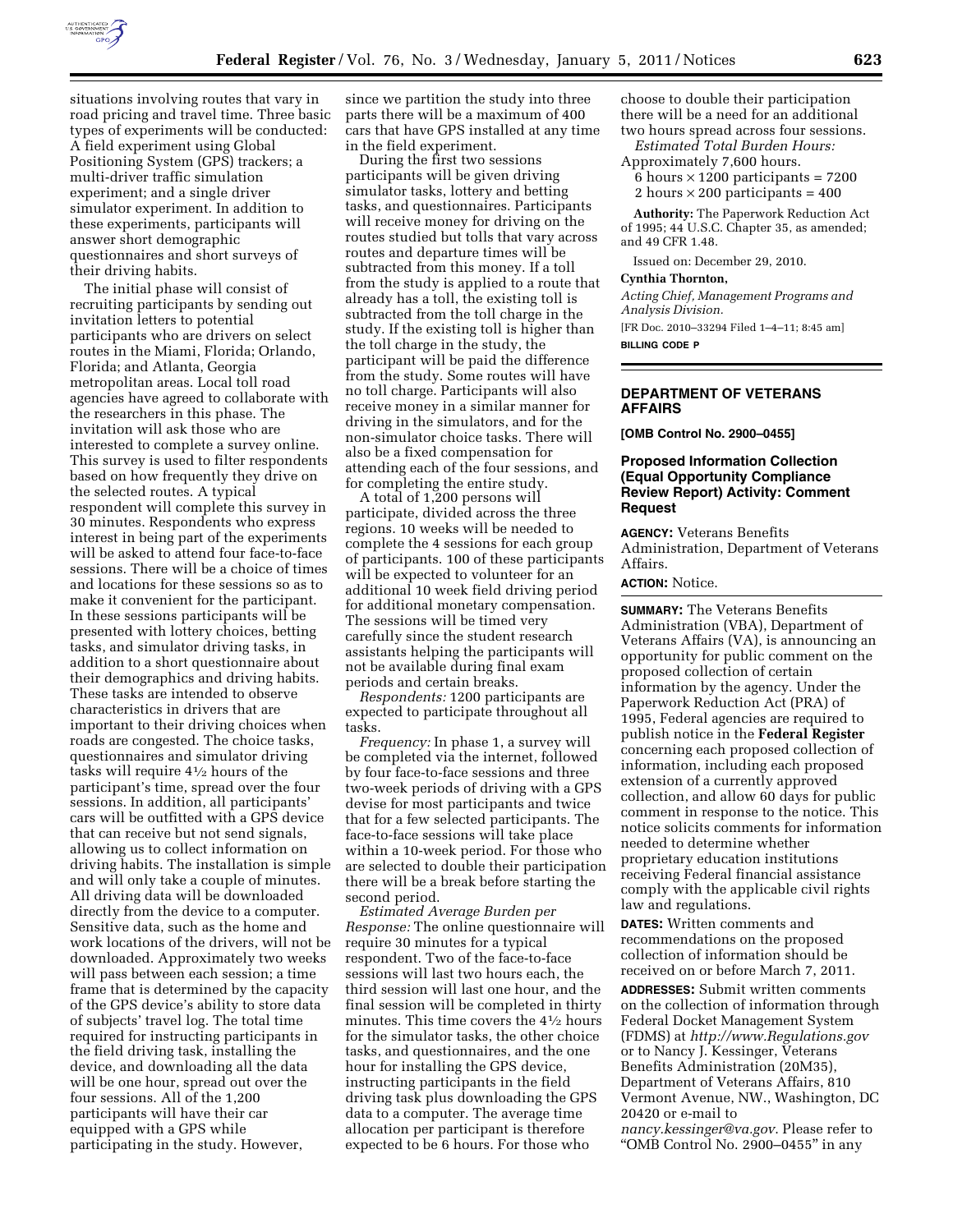situations involving routes that vary in road pricing and travel time. Three basic types of experiments will be conducted: A field experiment using Global Positioning System (GPS) trackers; a multi-driver traffic simulation experiment; and a single driver simulator experiment. In addition to these experiments, participants will answer short demographic questionnaires and short surveys of their driving habits.

The initial phase will consist of recruiting participants by sending out invitation letters to potential participants who are drivers on select routes in the Miami, Florida; Orlando, Florida; and Atlanta, Georgia metropolitan areas. Local toll road agencies have agreed to collaborate with the researchers in this phase. The invitation will ask those who are interested to complete a survey online. This survey is used to filter respondents based on how frequently they drive on the selected routes. A typical respondent will complete this survey in 30 minutes. Respondents who express interest in being part of the experiments will be asked to attend four face-to-face sessions. There will be a choice of times and locations for these sessions so as to make it convenient for the participant. In these sessions participants will be presented with lottery choices, betting tasks, and simulator driving tasks, in addition to a short questionnaire about their demographics and driving habits. These tasks are intended to observe characteristics in drivers that are important to their driving choices when roads are congested. The choice tasks, questionnaires and simulator driving tasks will require 4½ hours of the participant's time, spread over the four sessions. In addition, all participants' cars will be outfitted with a GPS device that can receive but not send signals, allowing us to collect information on driving habits. The installation is simple and will only take a couple of minutes. All driving data will be downloaded directly from the device to a computer. Sensitive data, such as the home and work locations of the drivers, will not be downloaded. Approximately two weeks will pass between each session; a time frame that is determined by the capacity of the GPS device's ability to store data of subjects' travel log. The total time required for instructing participants in the field driving task, installing the device, and downloading all the data will be one hour, spread out over the four sessions. All of the 1,200 participants will have their car equipped with a GPS while participating in the study. However, since we partition the study into three parts there will be a maximum of 400 cars that have GPS installed at any time in the field experiment.

During the first two sessions participants will be given driving simulator tasks, lottery and betting tasks, and questionnaires. Participants will receive money for driving on the routes studied but tolls that vary across routes and departure times will be subtracted from this money. If a toll from the study is applied to a route that already has a toll, the existing toll is subtracted from the toll charge in the study. If the existing toll is higher than the toll charge in the study, the participant will be paid the difference from the study. Some routes will have no toll charge. Participants will also receive money in a similar manner for driving in the simulators, and for the non-simulator choice tasks. There will also be a fixed compensation for attending each of the four sessions, and for completing the entire study.

A total of 1,200 persons will participate, divided across the three regions. 10 weeks will be needed to complete the 4 sessions for each group of participants. 100 of these participants will be expected to volunteer for an additional 10 week field driving period for additional monetary compensation. The sessions will be timed very carefully since the student research assistants helping the participants will not be available during final exam periods and certain breaks.

*Respondents:* 1200 participants are expected to participate throughout all tasks.

*Frequency:* In phase 1, a survey will be completed via the internet, followed by four face-to-face sessions and three two-week periods of driving with a GPS devise for most participants and twice that for a few selected participants. The face-to-face sessions will take place within a 10-week period. For those who are selected to double their participation there will be a break before starting the second period.

*Estimated Average Burden per Response:* The online questionnaire will require 30 minutes for a typical respondent. Two of the face-to-face sessions will last two hours each, the third session will last one hour, and the final session will be completed in thirty minutes. This time covers the 4½ hours for the simulator tasks, the other choice tasks, and questionnaires, and the one hour for installing the GPS device, instructing participants in the field driving task plus downloading the GPS data to a computer. The average time allocation per participant is therefore expected to be 6 hours. For those who choose to double their participation there will be a need for an additional two hours spread across four sessions.

*Estimated Total Burden Hours:* Approximately 7,600 hours.

6 hours × 1200 participants = 7200
2 hours × 200 participants = 400

**Authority:** The Paperwork Reduction Act of 1995; 44 U.S.C. Chapter 35, as amended; and 49 CFR 1.48.

Issued on: December 29, 2010.

**Cynthia Thornton,**

*Acting Chief, Management Programs and Analysis Division.*

[FR Doc. 2010–33294 Filed 1–4–11; 8:45 am]

**BILLING CODE P**

## DEPARTMENT OF VETERANS AFFAIRS

**[OMB Control No. 2900–0455]**

### Proposed Information Collection (Equal Opportunity Compliance Review Report) Activity: Comment Request

**AGENCY:** Veterans Benefits Administration, Department of Veterans Affairs.

**ACTION:** Notice.

**SUMMARY:** The Veterans Benefits Administration (VBA), Department of Veterans Affairs (VA), is announcing an opportunity for public comment on the proposed collection of certain information by the agency. Under the Paperwork Reduction Act (PRA) of 1995, Federal agencies are required to publish notice in the **Federal Register** concerning each proposed collection of information, including each proposed extension of a currently approved collection, and allow 60 days for public comment in response to the notice. This notice solicits comments for information needed to determine whether proprietary education institutions receiving Federal financial assistance comply with the applicable civil rights law and regulations.

**DATES:** Written comments and recommendations on the proposed collection of information should be received on or before March 7, 2011.

**ADDRESSES:** Submit written comments on the collection of information through Federal Docket Management System (FDMS) at *http://www.Regulations.gov* or to Nancy J. Kessinger, Veterans Benefits Administration (20M35), Department of Veterans Affairs, 810 Vermont Avenue, NW., Washington, DC 20420 or e-mail to *nancy.kessinger@va.gov*. Please refer to "OMB Control No. 2900–0455" in any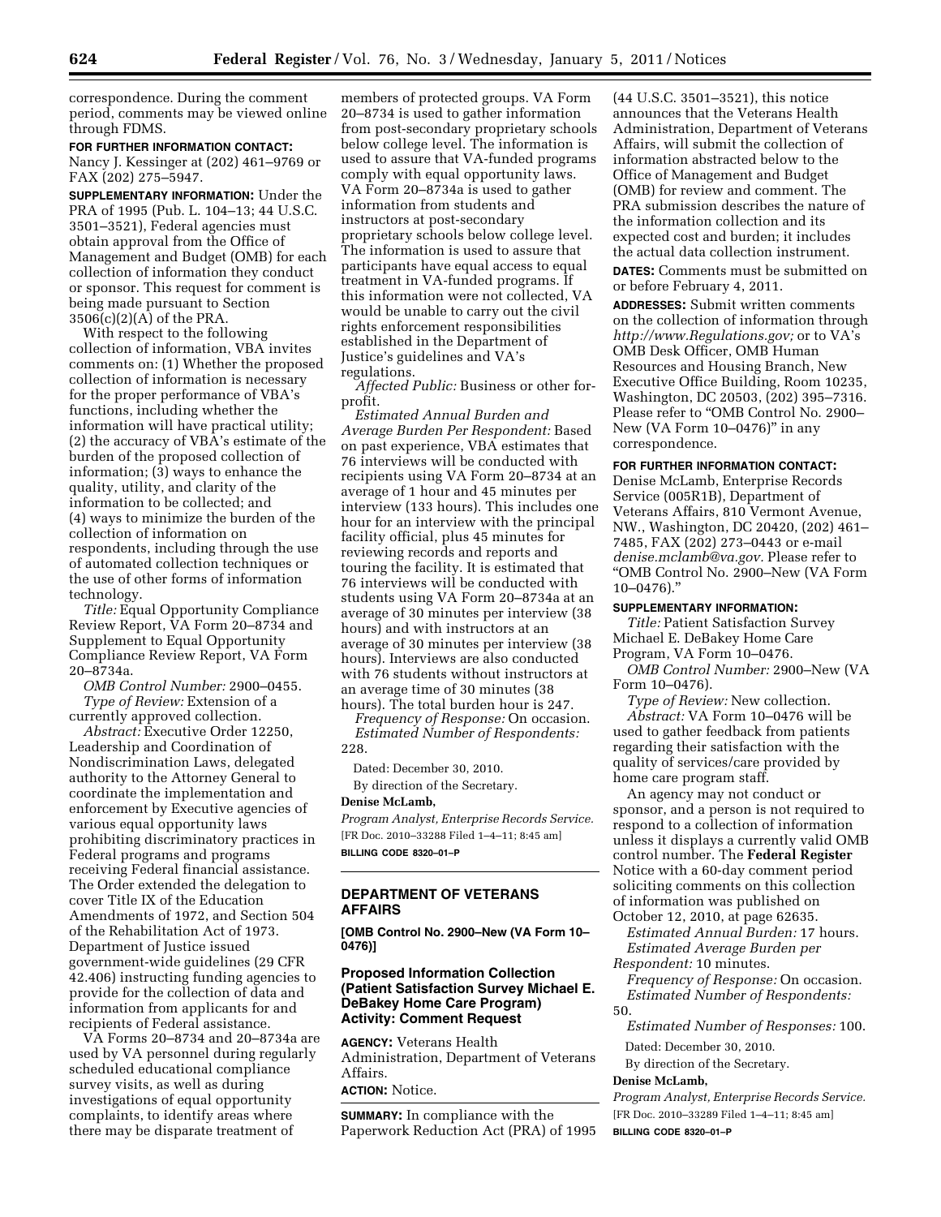correspondence. During the comment period, comments may be viewed online through FDMS.

**FOR FURTHER INFORMATION CONTACT:** Nancy J. Kessinger at (202) 461–9769 or FAX (202) 275–5947.

**SUPPLEMENTARY INFORMATION:** Under the PRA of 1995 (Pub. L. 104–13; 44 U.S.C. 3501–3521), Federal agencies must obtain approval from the Office of Management and Budget (OMB) for each collection of information they conduct or sponsor. This request for comment is being made pursuant to Section 3506(c)(2)(A) of the PRA.

With respect to the following collection of information, VBA invites comments on: (1) Whether the proposed collection of information is necessary for the proper performance of VBA's functions, including whether the information will have practical utility; (2) the accuracy of VBA's estimate of the burden of the proposed collection of information; (3) ways to enhance the quality, utility, and clarity of the information to be collected; and (4) ways to minimize the burden of the collection of information on respondents, including through the use of automated collection techniques or the use of other forms of information technology.

*Title:* Equal Opportunity Compliance Review Report, VA Form 20–8734 and Supplement to Equal Opportunity Compliance Review Report, VA Form 20–8734a.

*OMB Control Number:* 2900–0455.

*Type of Review:* Extension of a currently approved collection.

*Abstract:* Executive Order 12250, Leadership and Coordination of Nondiscrimination Laws, delegated authority to the Attorney General to coordinate the implementation and enforcement by Executive agencies of various equal opportunity laws prohibiting discriminatory practices in Federal programs and programs receiving Federal financial assistance. The Order extended the delegation to cover Title IX of the Education Amendments of 1972, and Section 504 of the Rehabilitation Act of 1973. Department of Justice issued government-wide guidelines (29 CFR 42.406) instructing funding agencies to provide for the collection of data and information from applicants for and recipients of Federal assistance.

VA Forms 20–8734 and 20–8734a are used by VA personnel during regularly scheduled educational compliance survey visits, as well as during investigations of equal opportunity complaints, to identify areas where there may be disparate treatment of members of protected groups. VA Form 20–8734 is used to gather information from post-secondary proprietary schools below college level. The information is used to assure that VA-funded programs comply with equal opportunity laws. VA Form 20–8734a is used to gather information from students and instructors at post-secondary proprietary schools below college level. The information is used to assure that participants have equal access to equal treatment in VA-funded programs. If this information were not collected, VA would be unable to carry out the civil rights enforcement responsibilities established in the Department of Justice's guidelines and VA's regulations.

*Affected Public:* Business or other for-profit.

*Estimated Annual Burden and Average Burden Per Respondent:* Based on past experience, VBA estimates that 76 interviews will be conducted with recipients using VA Form 20–8734 at an average of 1 hour and 45 minutes per interview (133 hours). This includes one hour for an interview with the principal facility official, plus 45 minutes for reviewing records and reports and touring the facility. It is estimated that 76 interviews will be conducted with students using VA Form 20–8734a at an average of 30 minutes per interview (38 hours) and with instructors at an average of 30 minutes per interview (38 hours). Interviews are also conducted with 76 students without instructors at an average time of 30 minutes (38 hours). The total burden hour is 247.

*Frequency of Response:* On occasion.

*Estimated Number of Respondents:* 228.

Dated: December 30, 2010.

By direction of the Secretary.

**Denise McLamb,**

*Program Analyst, Enterprise Records Service.*

[FR Doc. 2010–33288 Filed 1–4–11; 8:45 am]

**BILLING CODE 8320–01–P**

## DEPARTMENT OF VETERANS AFFAIRS

**[OMB Control No. 2900–New (VA Form 10–0476)]**

### Proposed Information Collection (Patient Satisfaction Survey Michael E. DeBakey Home Care Program) Activity: Comment Request

**AGENCY:** Veterans Health Administration, Department of Veterans Affairs.

**ACTION:** Notice.

**SUMMARY:** In compliance with the Paperwork Reduction Act (PRA) of 1995 (44 U.S.C. 3501–3521), this notice announces that the Veterans Health Administration, Department of Veterans Affairs, will submit the collection of information abstracted below to the Office of Management and Budget (OMB) for review and comment. The PRA submission describes the nature of the information collection and its expected cost and burden; it includes the actual data collection instrument.

**DATES:** Comments must be submitted on or before February 4, 2011.

**ADDRESSES:** Submit written comments on the collection of information through *http://www.Regulations.gov;* or to VA's OMB Desk Officer, OMB Human Resources and Housing Branch, New Executive Office Building, Room 10235, Washington, DC 20503, (202) 395–7316. Please refer to "OMB Control No. 2900–New (VA Form 10–0476)" in any correspondence.

**FOR FURTHER INFORMATION CONTACT:** Denise McLamb, Enterprise Records Service (005R1B), Department of Veterans Affairs, 810 Vermont Avenue, NW., Washington, DC 20420, (202) 461–7485, FAX (202) 273–0443 or e-mail *denise.mclamb@va.gov.* Please refer to "OMB Control No. 2900–New (VA Form 10–0476)."

**SUPPLEMENTARY INFORMATION:**

*Title:* Patient Satisfaction Survey Michael E. DeBakey Home Care Program, VA Form 10–0476.

*OMB Control Number:* 2900–New (VA Form 10–0476).

*Type of Review:* New collection.

*Abstract:* VA Form 10–0476 will be used to gather feedback from patients regarding their satisfaction with the quality of services/care provided by home care program staff.

An agency may not conduct or sponsor, and a person is not required to respond to a collection of information unless it displays a currently valid OMB control number. The **Federal Register** Notice with a 60-day comment period soliciting comments on this collection of information was published on October 12, 2010, at page 62635.

*Estimated Annual Burden:* 17 hours.

*Estimated Average Burden per Respondent:* 10 minutes.

*Frequency of Response:* On occasion.

*Estimated Number of Respondents:* 50.

*Estimated Number of Responses:* 100.

Dated: December 30, 2010.

By direction of the Secretary.

**Denise McLamb,**

*Program Analyst, Enterprise Records Service.*

[FR Doc. 2010–33289 Filed 1–4–11; 8:45 am]

**BILLING CODE 8320–01–P**